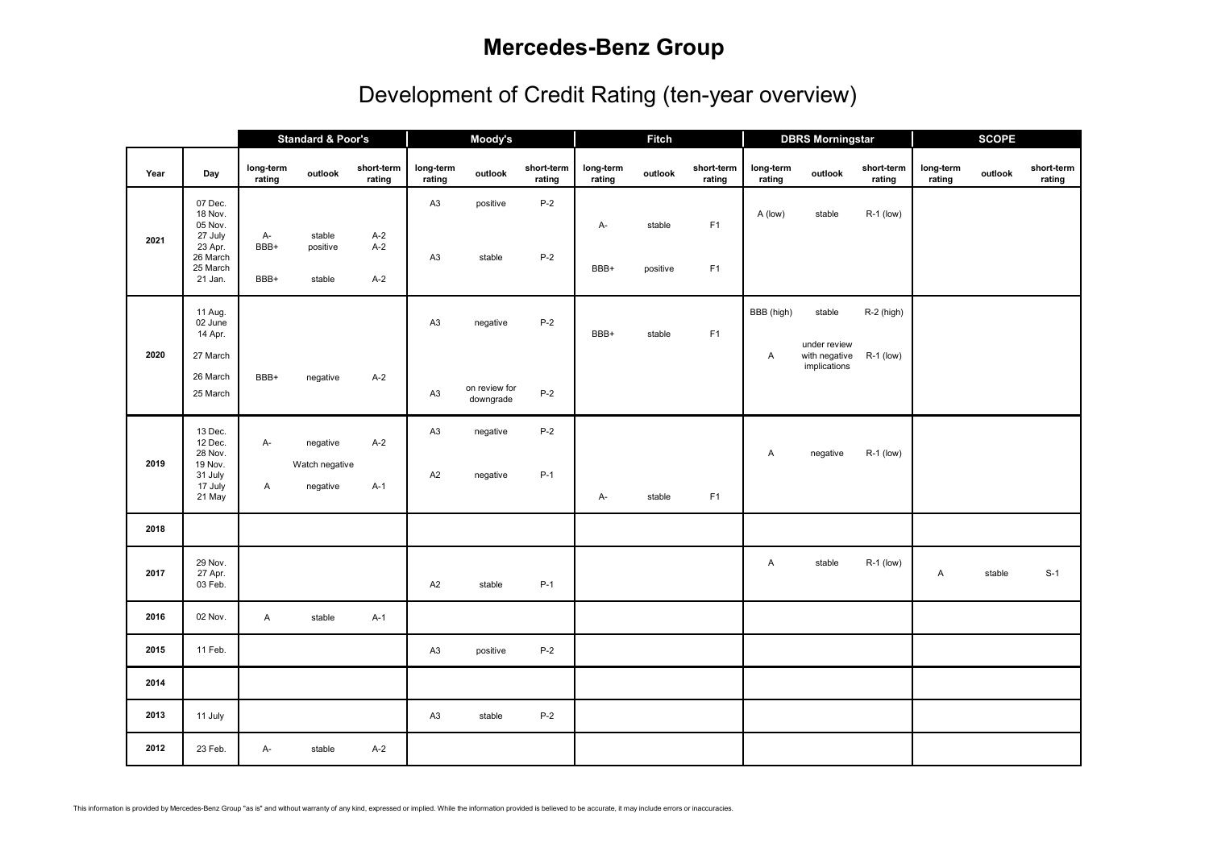# Mercedes-Benz Group

## Development of Credit Rating (ten-year overview)

| | | Standard & Poor's | | | Moody's | | | Fitch | | | DBRS Morningstar | | | SCOPE | | |
|---|---|---|---|---|---|---|---|---|---|---|---|---|---|---|---|---|
| **Year** | **Day** | **long-term rating** | **outlook** | **short-term rating** | **long-term rating** | **outlook** | **short-term rating** | **long-term rating** | **outlook** | **short-term rating** | **long-term rating** | **outlook** | **short-term rating** | **long-term rating** | **outlook** | **short-term rating** |
| **2021** | 07 Dec. | | | | A3 | positive | P-2 | | | | | | | | | |
| | 18 Nov. | | | | | | | | | | A (low) | stable | R-1 (low) | | | |
| | 05 Nov. | | | | | | | A- | stable | F1 | | | | | | |
| | 27 July | A- | stable | A-2 | | | | | | | | | | | | |
| | 23 Apr. | BBB+ | positive | A-2 | | | | | | | | | | | | |
| | 26 March | | | | A3 | stable | P-2 | | | | | | | | | |
| | 25 March | | | | | | | BBB+ | positive | F1 | | | | | | |
| | 21 Jan. | BBB+ | stable | A-2 | | | | | | | | | | | | |
| **2020** | 11 Aug. | | | | | | | | | | BBB (high) | stable | R-2 (high) | | | |
| | 02 June | | | | A3 | negative | P-2 | | | | | | | | | |
| | 14 Apr. | | | | | | | BBB+ | stable | F1 | | | | | | |
| | 27 March | | | | | | | | | | A | under review with negative implications | R-1 (low) | | | |
| | 26 March | BBB+ | negative | A-2 | | | | | | | | | | | | |
| | 25 March | | | | A3 | on review for downgrade | P-2 | | | | | | | | | |
| **2019** | 13 Dec. | | | | A3 | negative | P-2 | | | | | | | | | |
| | 12 Dec. | A- | negative | A-2 | | | | | | | | | | | | |
| | 28 Nov. | | | | | | | | | | A | negative | R-1 (low) | | | |
| | 19 Nov. | | Watch negative | | | | | | | | | | | | | |
| | 31 July | | | | A2 | negative | P-1 | | | | | | | | | |
| | 17 July | A | negative | A-1 | | | | | | | | | | | | |
| | 21 May | | | | | | | A- | stable | F1 | | | | | | |
| **2018** | | | | | | | | | | | | | | | | |
| **2017** | 29 Nov. | | | | | | | | | | A | stable | R-1 (low) | | | |
| | 27 Apr. | | | | | | | | | | | | | A | stable | S-1 |
| | 03 Feb. | | | | A2 | stable | P-1 | | | | | | | | | |
| **2016** | 02 Nov. | A | stable | A-1 | | | | | | | | | | | | |
| **2015** | 11 Feb. | | | | A3 | positive | P-2 | | | | | | | | | |
| **2014** | | | | | | | | | | | | | | | | |
| **2013** | 11 July | | | | A3 | stable | P-2 | | | | | | | | | |
| **2012** | 23 Feb. | A- | stable | A-2 | | | | | | | | | | | | |

This information is provided by Mercedes-Benz Group "as is" and without warranty of any kind, expressed or implied. While the information provided is believed to be accurate, it may include errors or inaccuracies.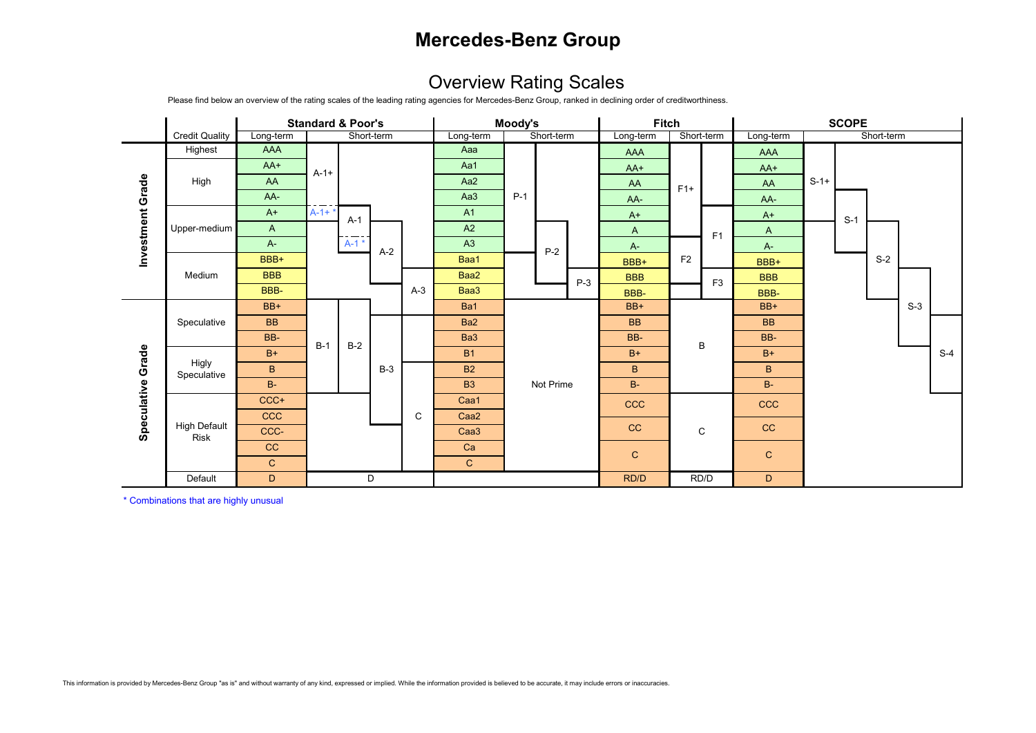# Mercedes-Benz Group

## Overview Rating Scales

Please find below an overview of the rating scales of the leading rating agencies for Mercedes-Benz Group, ranked in declining order of creditworthiness.

| | | Standard & Poor's | | Moody's | | Fitch | | SCOPE | |
|---|---|---|---|---|---|---|---|---|---|
| | Credit Quality | Long-term | Short-term | Long-term | Short-term | Long-term | Short-term | Long-term | Short-term |
| Investment Grade | Highest | AAA | A-1+ | Aaa | P-1 | AAA | F1+ | AAA | S-1+ |
| | High | AA+ | A-1+ | Aa1 | P-1 | AA+ | F1+ | AA+ | S-1+ |
| | | AA | A-1+ | Aa2 | P-1 | AA | F1+ | AA | S-1+ |
| | | AA- | A-1+ | Aa3 | P-1 | AA- | F1+ | AA- | S-1+ / S-1 |
| | Upper-medium | A+ | A-1+ * / A-1 | A1 | P-1 | A+ | F1+ / F1 | A+ | S-1+ / S-1 |
| | | A | A-1 / A-2 | A2 | P-1 / P-2 | A | F1+ / F1 | A | S-1 / S-2 |
| | | A- | A-1 * / A-2 | A3 | P-1 / P-2 | A- | F1+ / F1 / F2 | A- | S-1 / S-2 |
| | Medium | BBB+ | A-2 | Baa1 | P-2 | BBB+ | F1 / F2 | BBB+ | S-2 |
| | | BBB | A-2 / A-3 | Baa2 | P-2 / P-3 | BBB | F2 / F3 | BBB | S-2 / S-3 |
| | | BBB- | A-3 | Baa3 | P-3 | BBB- | F3 | BBB- | S-2 / S-3 |
| Speculative Grade | Speculative | BB+ | B-1 / B-2 | Ba1 | Not Prime | BB+ | B | BB+ | S-3 |
| | | BB | B-1 / B-2 / B-3 | Ba2 | Not Prime | BB | B | BB | S-3 / S-4 |
| | | BB- | B-1 / B-2 / B-3 | Ba3 | Not Prime | BB- | B | BB- | S-3 / S-4 |
| | Higly Speculative | B+ | B-1 / B-2 / B-3 | B1 | Not Prime | B+ | B | B+ | S-4 |
| | | B | B-1 / B-2 / B-3 / C | B2 | Not Prime | B | B | B | S-4 |
| | | B- | B-1 / B-2 / B-3 / C | B3 | Not Prime | B- | B | B- | S-4 |
| | High Default Risk | CCC+ | B-3 / C | Caa1 | Not Prime | CCC | C | CCC | |
| | | CCC | B-3 / C | Caa2 | Not Prime | CCC | C | CCC | |
| | | CCC- | C | Caa3 | Not Prime | CC | C | CC | |
| | | CC | C | Ca | Not Prime | C | C | C | |
| | | C | C | C | Not Prime | C | C | C | |
| | Default | D | D | | | RD/D | RD/D | D | |

\* Combinations that are highly unusual

This information is provided by Mercedes-Benz Group "as is" and without warranty of any kind, expressed or implied. While the information provided is believed to be accurate, it may include errors or inaccuracies.